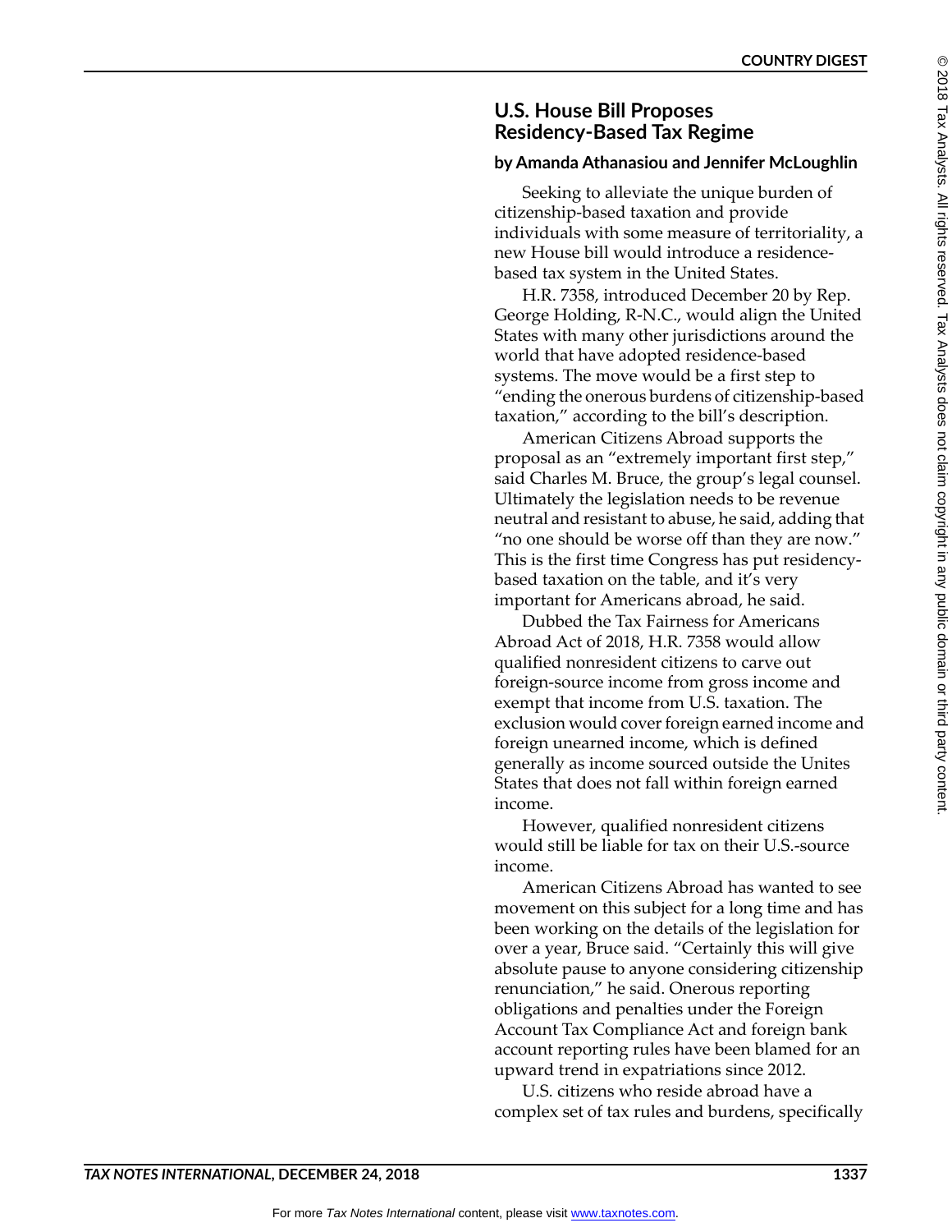## U.S. House Bill Proposes Residency-Based Tax Regime

**by Amanda Athanasiou and Jennifer McLoughlin**

Seeking to alleviate the unique burden of citizenship-based taxation and provide individuals with some measure of territoriality, a new House bill would introduce a residence-based tax system in the United States.

H.R. 7358, introduced December 20 by Rep. George Holding, R-N.C., would align the United States with many other jurisdictions around the world that have adopted residence-based systems. The move would be a first step to "ending the onerous burdens of citizenship-based taxation," according to the bill's description.

American Citizens Abroad supports the proposal as an "extremely important first step," said Charles M. Bruce, the group's legal counsel. Ultimately the legislation needs to be revenue neutral and resistant to abuse, he said, adding that "no one should be worse off than they are now." This is the first time Congress has put residency-based taxation on the table, and it's very important for Americans abroad, he said.

Dubbed the Tax Fairness for Americans Abroad Act of 2018, H.R. 7358 would allow qualified nonresident citizens to carve out foreign-source income from gross income and exempt that income from U.S. taxation. The exclusion would cover foreign earned income and foreign unearned income, which is defined generally as income sourced outside the Unites States that does not fall within foreign earned income.

However, qualified nonresident citizens would still be liable for tax on their U.S.-source income.

American Citizens Abroad has wanted to see movement on this subject for a long time and has been working on the details of the legislation for over a year, Bruce said. "Certainly this will give absolute pause to anyone considering citizenship renunciation," he said. Onerous reporting obligations and penalties under the Foreign Account Tax Compliance Act and foreign bank account reporting rules have been blamed for an upward trend in expatriations since 2012.

U.S. citizens who reside abroad have a complex set of tax rules and burdens, specifically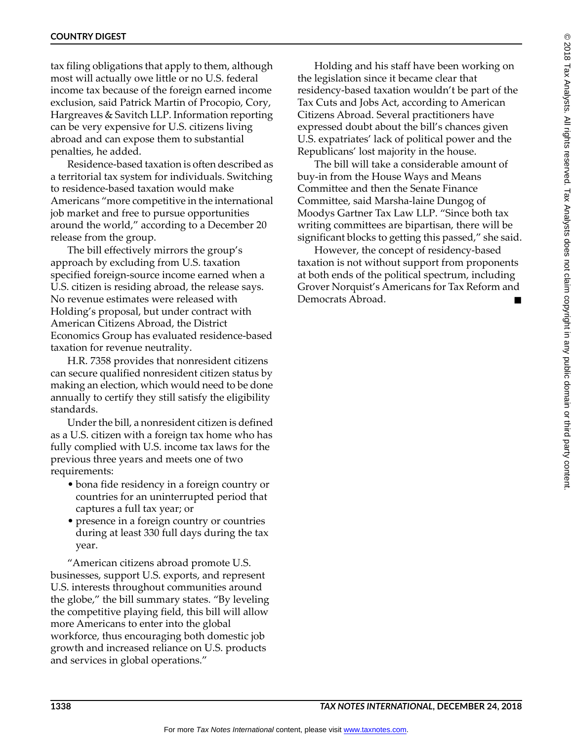tax filing obligations that apply to them, although most will actually owe little or no U.S. federal income tax because of the foreign earned income exclusion, said Patrick Martin of Procopio, Cory, Hargreaves & Savitch LLP. Information reporting can be very expensive for U.S. citizens living abroad and can expose them to substantial penalties, he added.

Residence-based taxation is often described as a territorial tax system for individuals. Switching to residence-based taxation would make Americans "more competitive in the international job market and free to pursue opportunities around the world," according to a December 20 release from the group.

The bill effectively mirrors the group's approach by excluding from U.S. taxation specified foreign-source income earned when a U.S. citizen is residing abroad, the release says. No revenue estimates were released with Holding's proposal, but under contract with American Citizens Abroad, the District Economics Group has evaluated residence-based taxation for revenue neutrality.

H.R. 7358 provides that nonresident citizens can secure qualified nonresident citizen status by making an election, which would need to be done annually to certify they still satisfy the eligibility standards.

Under the bill, a nonresident citizen is defined as a U.S. citizen with a foreign tax home who has fully complied with U.S. income tax laws for the previous three years and meets one of two requirements:

- bona fide residency in a foreign country or countries for an uninterrupted period that captures a full tax year; or
- presence in a foreign country or countries during at least 330 full days during the tax year.

"American citizens abroad promote U.S. businesses, support U.S. exports, and represent U.S. interests throughout communities around the globe," the bill summary states. "By leveling the competitive playing field, this bill will allow more Americans to enter into the global workforce, thus encouraging both domestic job growth and increased reliance on U.S. products and services in global operations."

Holding and his staff have been working on the legislation since it became clear that residency-based taxation wouldn't be part of the Tax Cuts and Jobs Act, according to American Citizens Abroad. Several practitioners have expressed doubt about the bill's chances given U.S. expatriates' lack of political power and the Republicans' lost majority in the house.

The bill will take a considerable amount of buy-in from the House Ways and Means Committee and then the Senate Finance Committee, said Marsha-laine Dungog of Moodys Gartner Tax Law LLP. "Since both tax writing committees are bipartisan, there will be significant blocks to getting this passed," she said.

However, the concept of residency-based taxation is not without support from proponents at both ends of the political spectrum, including Grover Norquist's Americans for Tax Reform and Democrats Abroad. ■